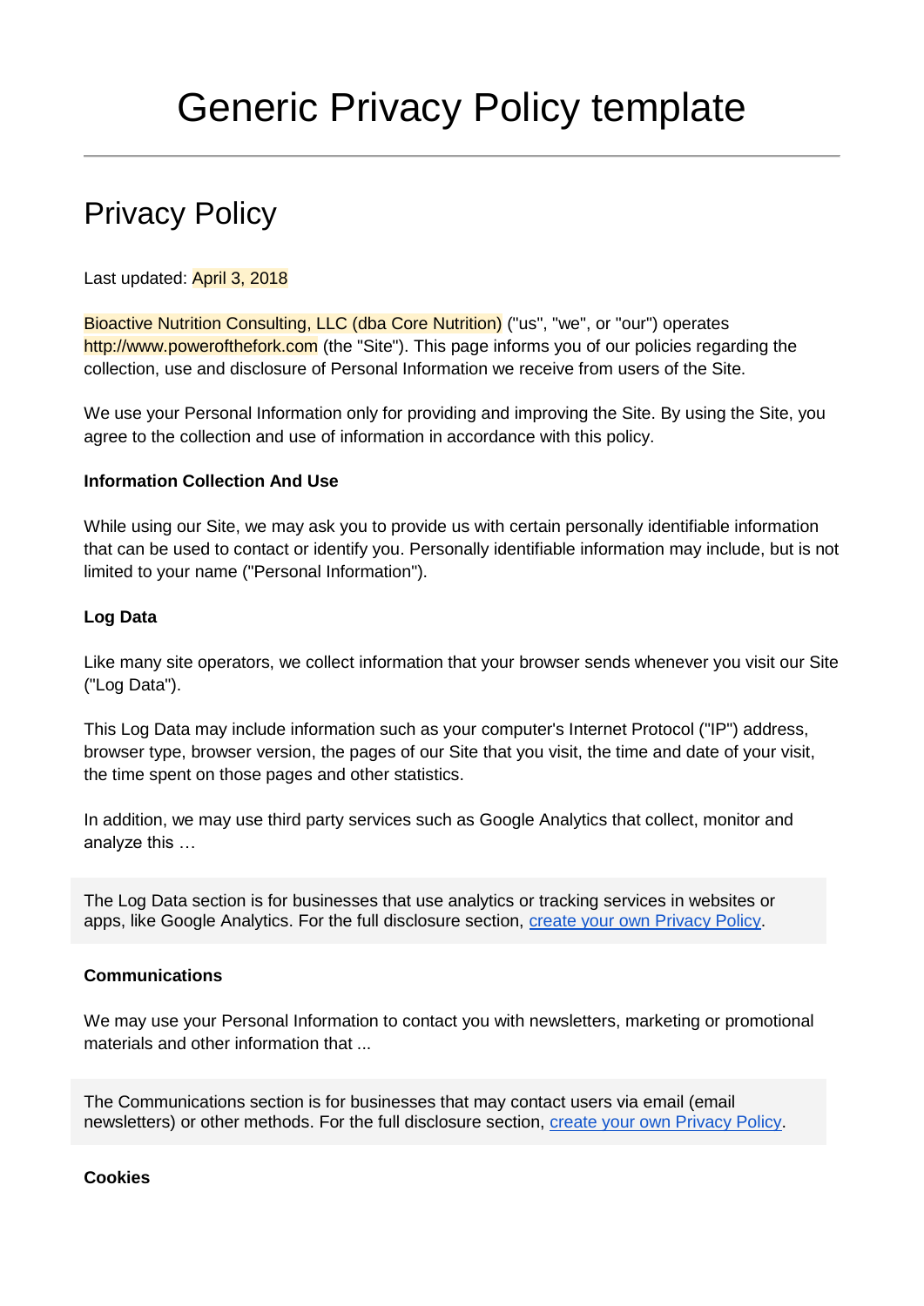# Generic Privacy Policy template

## Privacy Policy

Last updated: April 3, 2018

Bioactive Nutrition Consulting, LLC (dba Core Nutrition) ("us", "we", or "our") operates http://www.powerofthefork.com (the "Site"). This page informs you of our policies regarding the collection, use and disclosure of Personal Information we receive from users of the Site.

We use your Personal Information only for providing and improving the Site. By using the Site, you agree to the collection and use of information in accordance with this policy.

**Information Collection And Use**

While using our Site, we may ask you to provide us with certain personally identifiable information that can be used to contact or identify you. Personally identifiable information may include, but is not limited to your name ("Personal Information").

**Log Data**

Like many site operators, we collect information that your browser sends whenever you visit our Site ("Log Data").

This Log Data may include information such as your computer's Internet Protocol ("IP") address, browser type, browser version, the pages of our Site that you visit, the time and date of your visit, the time spent on those pages and other statistics.

In addition, we may use third party services such as Google Analytics that collect, monitor and analyze this …

> The Log Data section is for businesses that use analytics or tracking services in websites or apps, like Google Analytics. For the full disclosure section, create your own Privacy Policy.

**Communications**

We may use your Personal Information to contact you with newsletters, marketing or promotional materials and other information that ...

> The Communications section is for businesses that may contact users via email (email newsletters) or other methods. For the full disclosure section, create your own Privacy Policy.

**Cookies**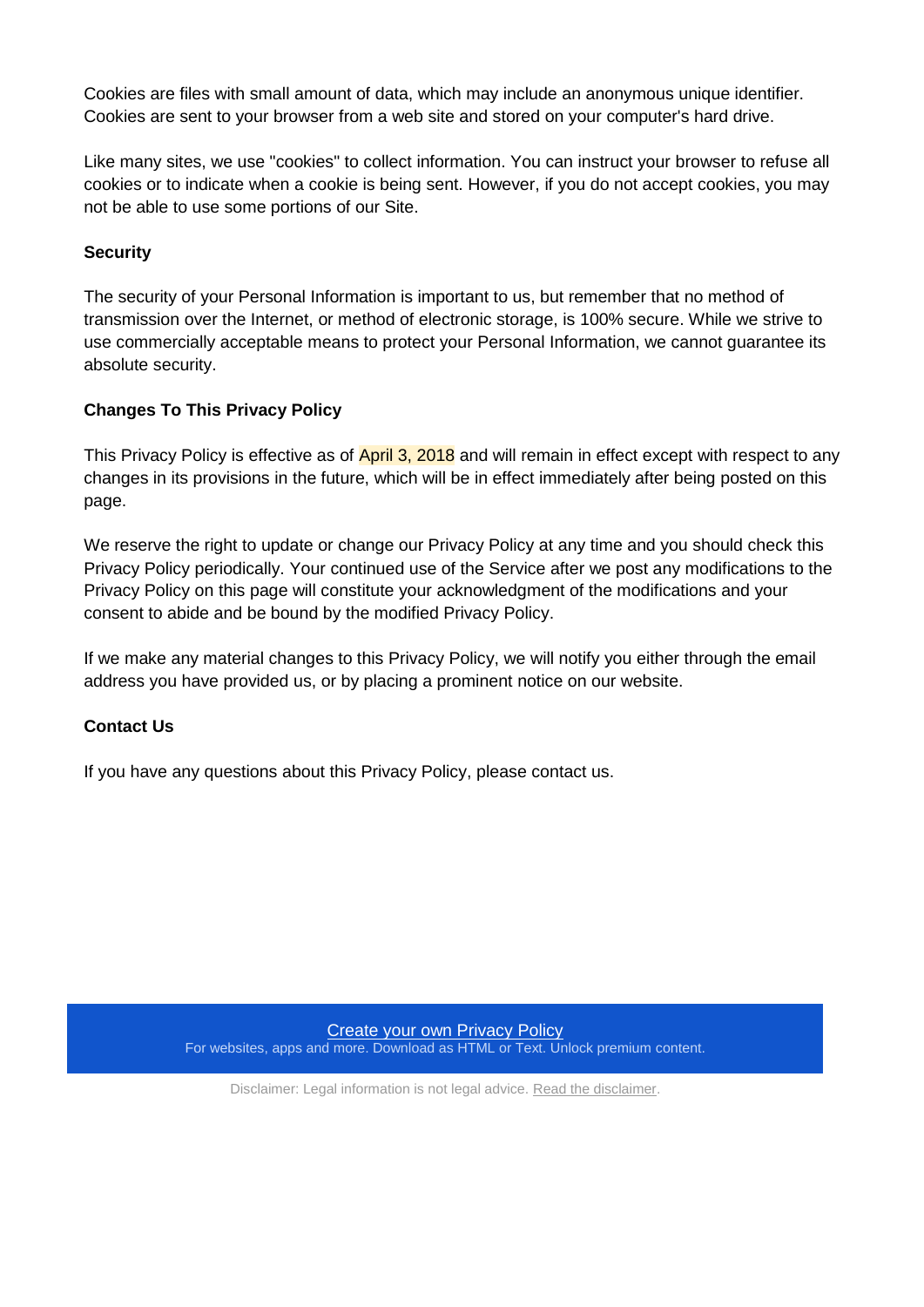Cookies are files with small amount of data, which may include an anonymous unique identifier. Cookies are sent to your browser from a web site and stored on your computer's hard drive.

Like many sites, we use "cookies" to collect information. You can instruct your browser to refuse all cookies or to indicate when a cookie is being sent. However, if you do not accept cookies, you may not be able to use some portions of our Site.

**Security**

The security of your Personal Information is important to us, but remember that no method of transmission over the Internet, or method of electronic storage, is 100% secure. While we strive to use commercially acceptable means to protect your Personal Information, we cannot guarantee its absolute security.

**Changes To This Privacy Policy**

This Privacy Policy is effective as of April 3, 2018 and will remain in effect except with respect to any changes in its provisions in the future, which will be in effect immediately after being posted on this page.

We reserve the right to update or change our Privacy Policy at any time and you should check this Privacy Policy periodically. Your continued use of the Service after we post any modifications to the Privacy Policy on this page will constitute your acknowledgment of the modifications and your consent to abide and be bound by the modified Privacy Policy.

If we make any material changes to this Privacy Policy, we will notify you either through the email address you have provided us, or by placing a prominent notice on our website.

**Contact Us**

If you have any questions about this Privacy Policy, please contact us.

Create your own Privacy Policy
For websites, apps and more. Download as HTML or Text. Unlock premium content.

Disclaimer: Legal information is not legal advice. Read the disclaimer.